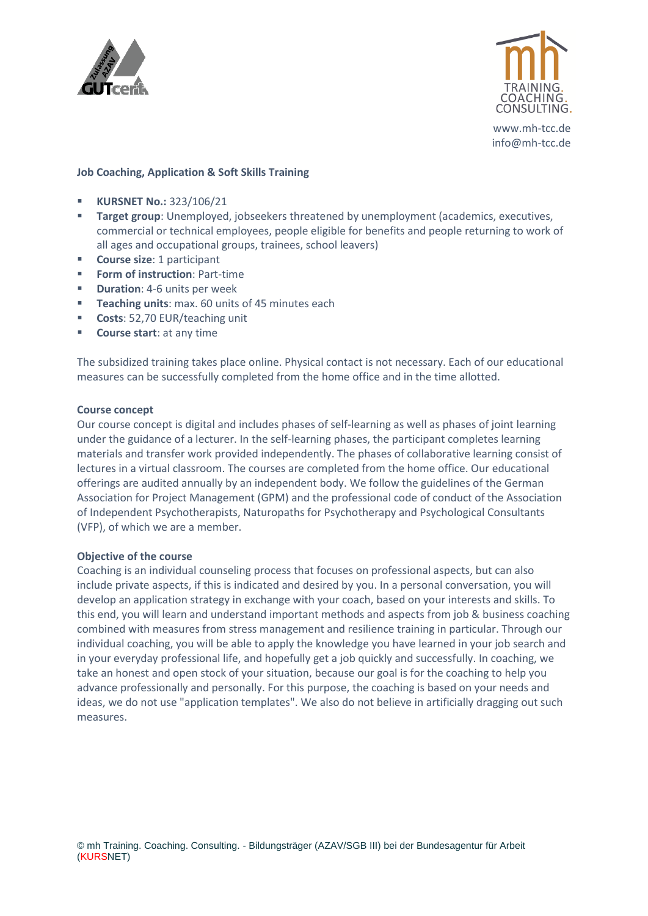www.mh-tcc.de
info@mh-tcc.de

**Job Coaching, Application & Soft Skills Training**

- **KURSNET No.:** 323/106/21
- **Target group**: Unemployed, jobseekers threatened by unemployment (academics, executives, commercial or technical employees, people eligible for benefits and people returning to work of all ages and occupational groups, trainees, school leavers)
- **Course size**: 1 participant
- **Form of instruction**: Part-time
- **Duration**: 4-6 units per week
- **Teaching units**: max. 60 units of 45 minutes each
- **Costs**: 52,70 EUR/teaching unit
- **Course start**: at any time

The subsidized training takes place online. Physical contact is not necessary. Each of our educational measures can be successfully completed from the home office and in the time allotted.

**Course concept**

Our course concept is digital and includes phases of self-learning as well as phases of joint learning under the guidance of a lecturer. In the self-learning phases, the participant completes learning materials and transfer work provided independently. The phases of collaborative learning consist of lectures in a virtual classroom. The courses are completed from the home office. Our educational offerings are audited annually by an independent body. We follow the guidelines of the German Association for Project Management (GPM) and the professional code of conduct of the Association of Independent Psychotherapists, Naturopaths for Psychotherapy and Psychological Consultants (VFP), of which we are a member.

**Objective of the course**

Coaching is an individual counseling process that focuses on professional aspects, but can also include private aspects, if this is indicated and desired by you. In a personal conversation, you will develop an application strategy in exchange with your coach, based on your interests and skills. To this end, you will learn and understand important methods and aspects from job & business coaching combined with measures from stress management and resilience training in particular. Through our individual coaching, you will be able to apply the knowledge you have learned in your job search and in your everyday professional life, and hopefully get a job quickly and successfully. In coaching, we take an honest and open stock of your situation, because our goal is for the coaching to help you advance professionally and personally. For this purpose, the coaching is based on your needs and ideas, we do not use "application templates". We also do not believe in artificially dragging out such measures.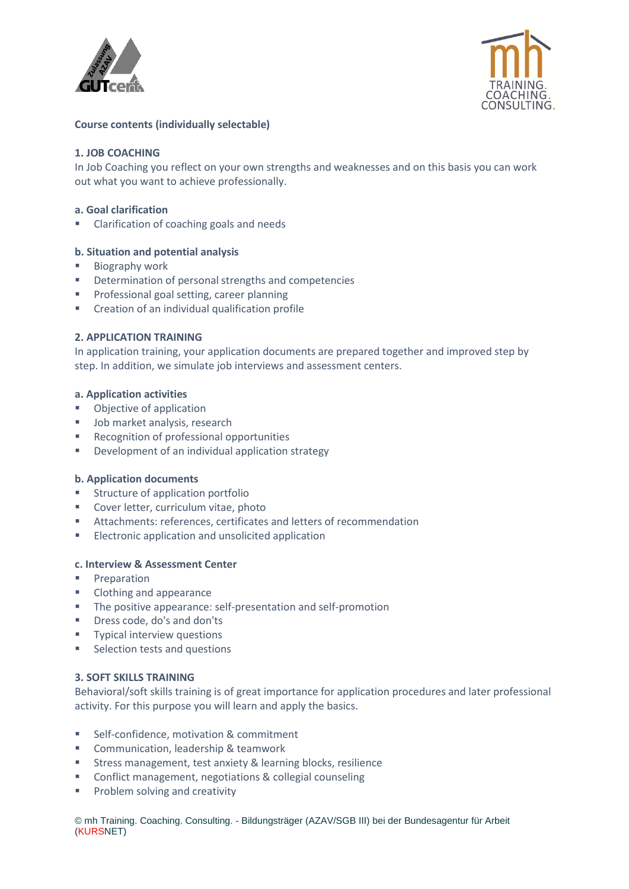**Course contents (individually selectable)**

## 1. JOB COACHING

In Job Coaching you reflect on your own strengths and weaknesses and on this basis you can work out what you want to achieve professionally.

### a. Goal clarification

- Clarification of coaching goals and needs

### b. Situation and potential analysis

- Biography work
- Determination of personal strengths and competencies
- Professional goal setting, career planning
- Creation of an individual qualification profile

## 2. APPLICATION TRAINING

In application training, your application documents are prepared together and improved step by step. In addition, we simulate job interviews and assessment centers.

### a. Application activities

- Objective of application
- Job market analysis, research
- Recognition of professional opportunities
- Development of an individual application strategy

### b. Application documents

- Structure of application portfolio
- Cover letter, curriculum vitae, photo
- Attachments: references, certificates and letters of recommendation
- Electronic application and unsolicited application

### c. Interview & Assessment Center

- Preparation
- Clothing and appearance
- The positive appearance: self-presentation and self-promotion
- Dress code, do's and don'ts
- Typical interview questions
- Selection tests and questions

## 3. SOFT SKILLS TRAINING

Behavioral/soft skills training is of great importance for application procedures and later professional activity. For this purpose you will learn and apply the basics.

- Self-confidence, motivation & commitment
- Communication, leadership & teamwork
- Stress management, test anxiety & learning blocks, resilience
- Conflict management, negotiations & collegial counseling
- Problem solving and creativity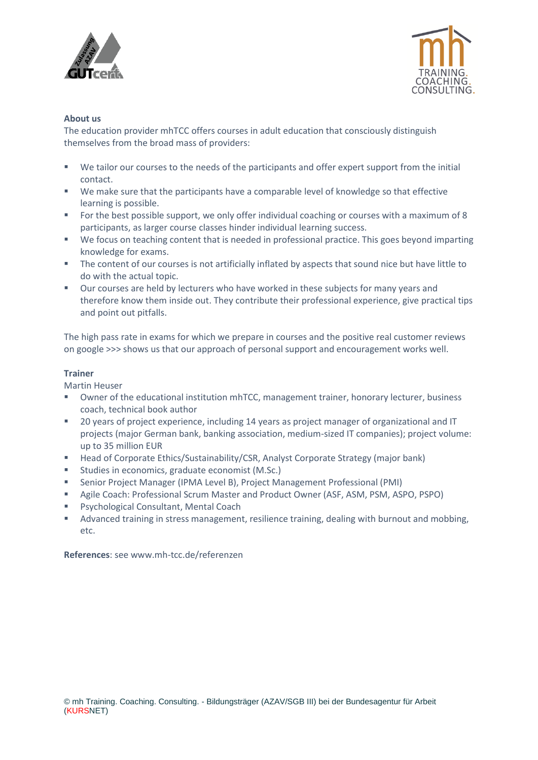**About us**

The education provider mhTCC offers courses in adult education that consciously distinguish themselves from the broad mass of providers:

- We tailor our courses to the needs of the participants and offer expert support from the initial contact.
- We make sure that the participants have a comparable level of knowledge so that effective learning is possible.
- For the best possible support, we only offer individual coaching or courses with a maximum of 8 participants, as larger course classes hinder individual learning success.
- We focus on teaching content that is needed in professional practice. This goes beyond imparting knowledge for exams.
- The content of our courses is not artificially inflated by aspects that sound nice but have little to do with the actual topic.
- Our courses are held by lecturers who have worked in these subjects for many years and therefore know them inside out. They contribute their professional experience, give practical tips and point out pitfalls.

The high pass rate in exams for which we prepare in courses and the positive real customer reviews on google >>> shows us that our approach of personal support and encouragement works well.

**Trainer**

Martin Heuser

- Owner of the educational institution mhTCC, management trainer, honorary lecturer, business coach, technical book author
- 20 years of project experience, including 14 years as project manager of organizational and IT projects (major German bank, banking association, medium-sized IT companies); project volume: up to 35 million EUR
- Head of Corporate Ethics/Sustainability/CSR, Analyst Corporate Strategy (major bank)
- Studies in economics, graduate economist (M.Sc.)
- Senior Project Manager (IPMA Level B), Project Management Professional (PMI)
- Agile Coach: Professional Scrum Master and Product Owner (ASF, ASM, PSM, ASPO, PSPO)
- Psychological Consultant, Mental Coach
- Advanced training in stress management, resilience training, dealing with burnout and mobbing, etc.

**References**: see www.mh-tcc.de/referenzen

© mh Training. Coaching. Consulting. - Bildungsträger (AZAV/SGB III) bei der Bundesagentur für Arbeit (KURSNET)